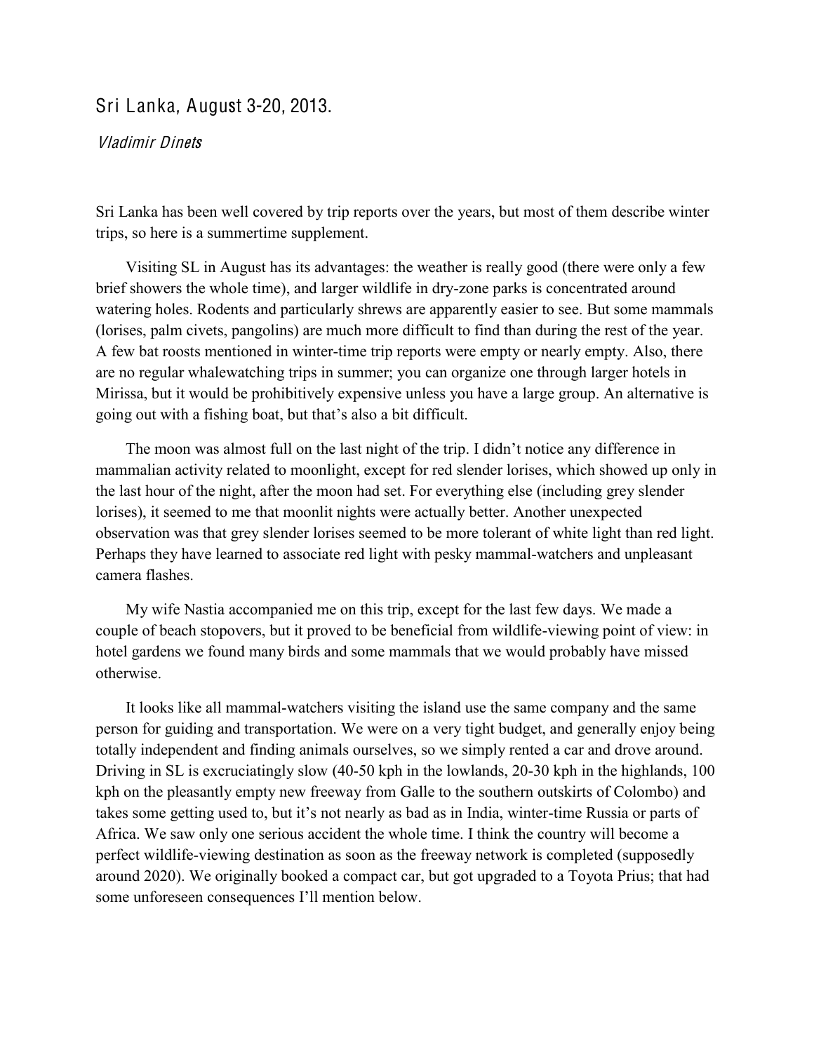# Sri Lanka, August 3-20, 2013.

*Vladimir Dinets*

Sri Lanka has been well covered by trip reports over the years, but most of them describe winter trips, so here is a summertime supplement.

Visiting SL in August has its advantages: the weather is really good (there were only a few brief showers the whole time), and larger wildlife in dry-zone parks is concentrated around watering holes. Rodents and particularly shrews are apparently easier to see. But some mammals (lorises, palm civets, pangolins) are much more difficult to find than during the rest of the year. A few bat roosts mentioned in winter-time trip reports were empty or nearly empty. Also, there are no regular whalewatching trips in summer; you can organize one through larger hotels in Mirissa, but it would be prohibitively expensive unless you have a large group. An alternative is going out with a fishing boat, but that's also a bit difficult.

The moon was almost full on the last night of the trip. I didn't notice any difference in mammalian activity related to moonlight, except for red slender lorises, which showed up only in the last hour of the night, after the moon had set. For everything else (including grey slender lorises), it seemed to me that moonlit nights were actually better. Another unexpected observation was that grey slender lorises seemed to be more tolerant of white light than red light. Perhaps they have learned to associate red light with pesky mammal-watchers and unpleasant camera flashes.

My wife Nastia accompanied me on this trip, except for the last few days. We made a couple of beach stopovers, but it proved to be beneficial from wildlife-viewing point of view: in hotel gardens we found many birds and some mammals that we would probably have missed otherwise.

It looks like all mammal-watchers visiting the island use the same company and the same person for guiding and transportation. We were on a very tight budget, and generally enjoy being totally independent and finding animals ourselves, so we simply rented a car and drove around. Driving in SL is excruciatingly slow (40-50 kph in the lowlands, 20-30 kph in the highlands, 100 kph on the pleasantly empty new freeway from Galle to the southern outskirts of Colombo) and takes some getting used to, but it's not nearly as bad as in India, winter-time Russia or parts of Africa. We saw only one serious accident the whole time. I think the country will become a perfect wildlife-viewing destination as soon as the freeway network is completed (supposedly around 2020). We originally booked a compact car, but got upgraded to a Toyota Prius; that had some unforeseen consequences I'll mention below.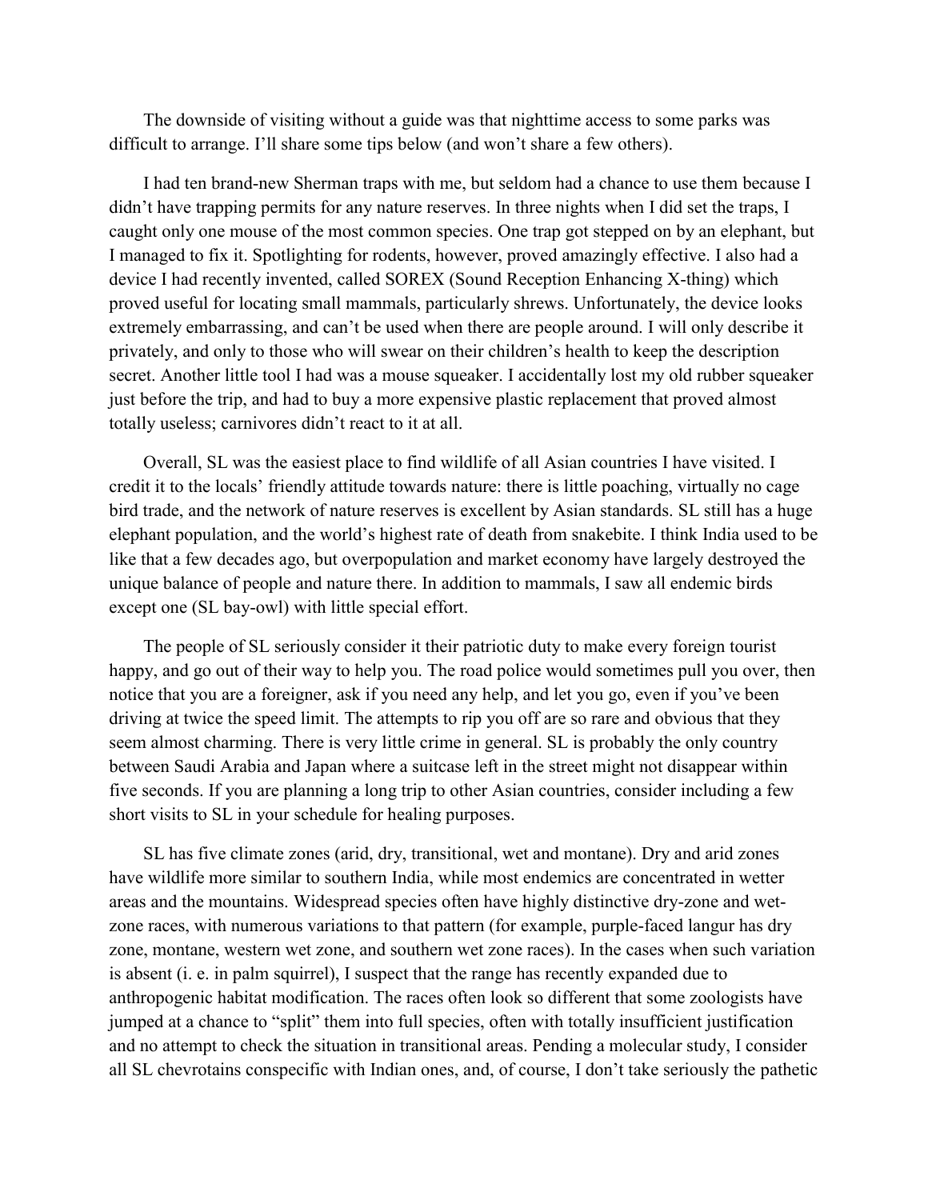The downside of visiting without a guide was that nighttime access to some parks was difficult to arrange. I'll share some tips below (and won't share a few others).

I had ten brand-new Sherman traps with me, but seldom had a chance to use them because I didn't have trapping permits for any nature reserves. In three nights when I did set the traps, I caught only one mouse of the most common species. One trap got stepped on by an elephant, but I managed to fix it. Spotlighting for rodents, however, proved amazingly effective. I also had a device I had recently invented, called SOREX (Sound Reception Enhancing X-thing) which proved useful for locating small mammals, particularly shrews. Unfortunately, the device looks extremely embarrassing, and can't be used when there are people around. I will only describe it privately, and only to those who will swear on their children's health to keep the description secret. Another little tool I had was a mouse squeaker. I accidentally lost my old rubber squeaker just before the trip, and had to buy a more expensive plastic replacement that proved almost totally useless; carnivores didn't react to it at all.

Overall, SL was the easiest place to find wildlife of all Asian countries I have visited. I credit it to the locals' friendly attitude towards nature: there is little poaching, virtually no cage bird trade, and the network of nature reserves is excellent by Asian standards. SL still has a huge elephant population, and the world's highest rate of death from snakebite. I think India used to be like that a few decades ago, but overpopulation and market economy have largely destroyed the unique balance of people and nature there. In addition to mammals, I saw all endemic birds except one (SL bay-owl) with little special effort.

The people of SL seriously consider it their patriotic duty to make every foreign tourist happy, and go out of their way to help you. The road police would sometimes pull you over, then notice that you are a foreigner, ask if you need any help, and let you go, even if you've been driving at twice the speed limit. The attempts to rip you off are so rare and obvious that they seem almost charming. There is very little crime in general. SL is probably the only country between Saudi Arabia and Japan where a suitcase left in the street might not disappear within five seconds. If you are planning a long trip to other Asian countries, consider including a few short visits to SL in your schedule for healing purposes.

SL has five climate zones (arid, dry, transitional, wet and montane). Dry and arid zones have wildlife more similar to southern India, while most endemics are concentrated in wetter areas and the mountains. Widespread species often have highly distinctive dry-zone and wet-zone races, with numerous variations to that pattern (for example, purple-faced langur has dry zone, montane, western wet zone, and southern wet zone races). In the cases when such variation is absent (i. e. in palm squirrel), I suspect that the range has recently expanded due to anthropogenic habitat modification. The races often look so different that some zoologists have jumped at a chance to "split" them into full species, often with totally insufficient justification and no attempt to check the situation in transitional areas. Pending a molecular study, I consider all SL chevrotains conspecific with Indian ones, and, of course, I don't take seriously the pathetic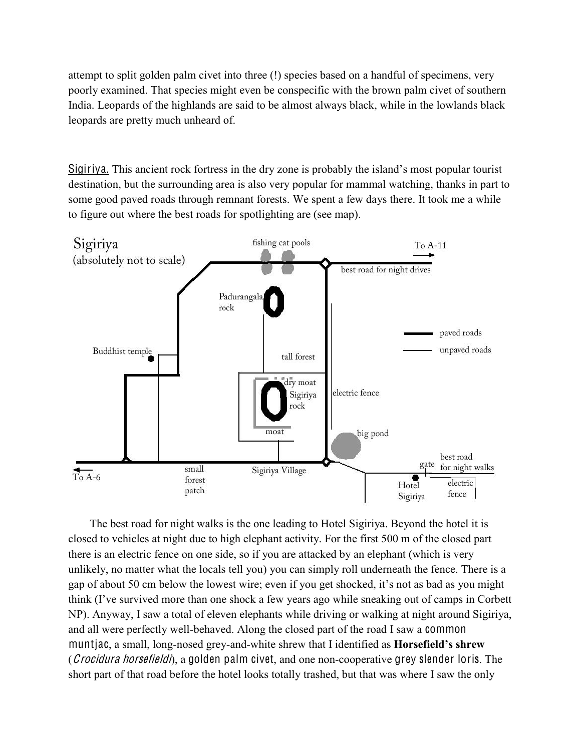attempt to split golden palm civet into three (!) species based on a handful of specimens, very poorly examined. That species might even be conspecific with the brown palm civet of southern India. Leopards of the highlands are said to be almost always black, while in the lowlands black leopards are pretty much unheard of.

**Sigiriya.** This ancient rock fortress in the dry zone is probably the island's most popular tourist destination, but the surrounding area is also very popular for mammal watching, thanks in part to some good paved roads through remnant forests. We spent a few days there. It took me a while to figure out where the best roads for spotlighting are (see map).

The best road for night walks is the one leading to Hotel Sigiriya. Beyond the hotel it is closed to vehicles at night due to high elephant activity. For the first 500 m of the closed part there is an electric fence on one side, so if you are attacked by an elephant (which is very unlikely, no matter what the locals tell you) you can simply roll underneath the fence. There is a gap of about 50 cm below the lowest wire; even if you get shocked, it's not as bad as you might think (I've survived more than one shock a few years ago while sneaking out of camps in Corbett NP). Anyway, I saw a total of eleven elephants while driving or walking at night around Sigiriya, and all were perfectly well-behaved. Along the closed part of the road I saw a common muntjac, a small, long-nosed grey-and-white shrew that I identified as **Horsefield's shrew** (*Crocidura horsefieldi*), a golden palm civet, and one non-cooperative grey slender loris. The short part of that road before the hotel looks totally trashed, but that was where I saw the only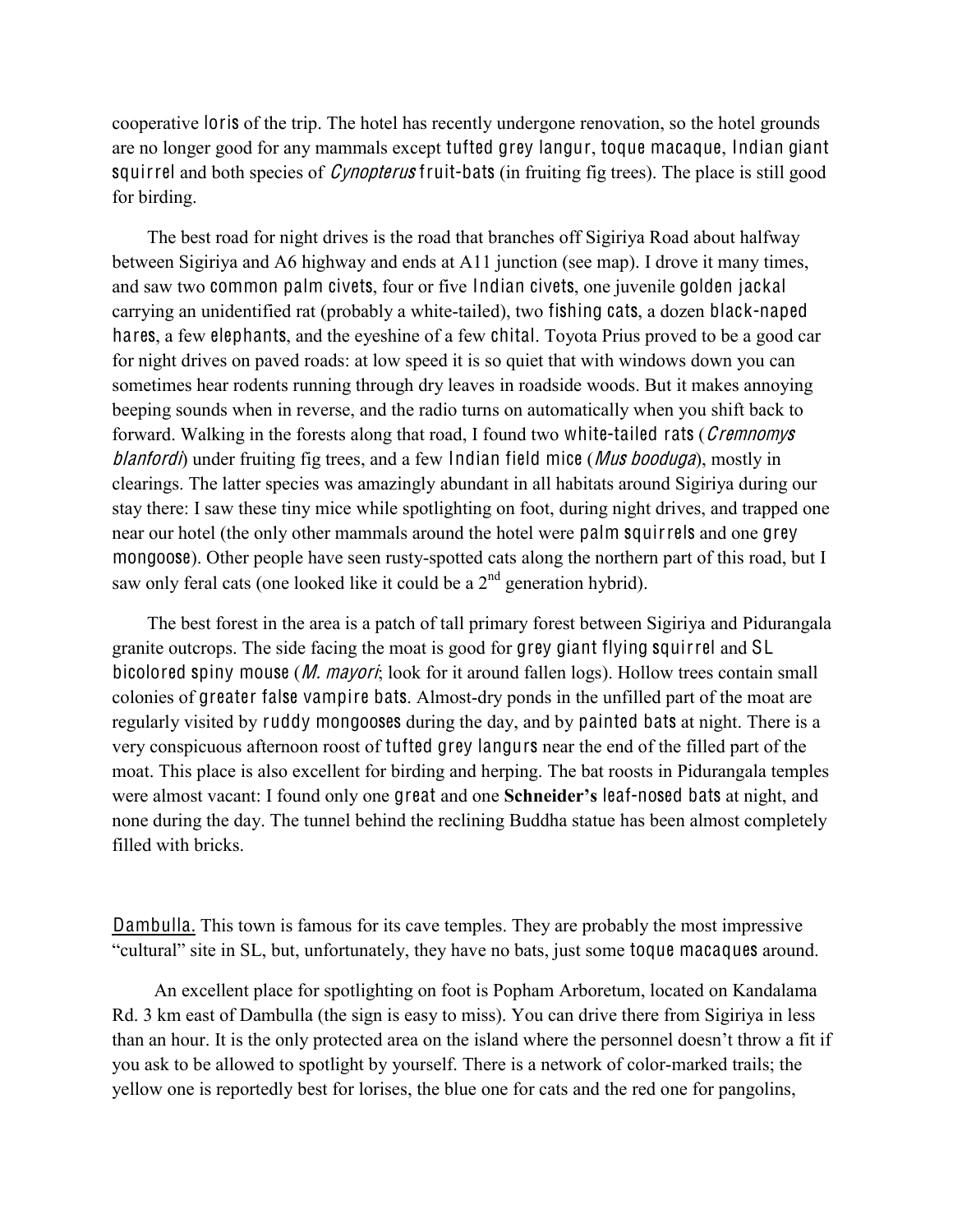cooperative loris of the trip. The hotel has recently undergone renovation, so the hotel grounds are no longer good for any mammals except tufted grey langur, toque macaque, Indian giant squirrel and both species of *Cynopterus* fruit-bats (in fruiting fig trees). The place is still good for birding.

The best road for night drives is the road that branches off Sigiriya Road about halfway between Sigiriya and A6 highway and ends at A11 junction (see map). I drove it many times, and saw two common palm civets, four or five Indian civets, one juvenile golden jackal carrying an unidentified rat (probably a white-tailed), two fishing cats, a dozen black-naped hares, a few elephants, and the eyeshine of a few chital. Toyota Prius proved to be a good car for night drives on paved roads: at low speed it is so quiet that with windows down you can sometimes hear rodents running through dry leaves in roadside woods. But it makes annoying beeping sounds when in reverse, and the radio turns on automatically when you shift back to forward. Walking in the forests along that road, I found two white-tailed rats (*Cremnomys blanfordi*) under fruiting fig trees, and a few Indian field mice (*Mus booduga*), mostly in clearings. The latter species was amazingly abundant in all habitats around Sigiriya during our stay there: I saw these tiny mice while spotlighting on foot, during night drives, and trapped one near our hotel (the only other mammals around the hotel were palm squirrels and one grey mongoose). Other people have seen rusty-spotted cats along the northern part of this road, but I saw only feral cats (one looked like it could be a 2nd generation hybrid).

The best forest in the area is a patch of tall primary forest between Sigiriya and Pidurangala granite outcrops. The side facing the moat is good for grey giant flying squirrel and SL bicolored spiny mouse (*M. mayori*; look for it around fallen logs). Hollow trees contain small colonies of greater false vampire bats. Almost-dry ponds in the unfilled part of the moat are regularly visited by ruddy mongooses during the day, and by painted bats at night. There is a very conspicuous afternoon roost of tufted grey langurs near the end of the filled part of the moat. This place is also excellent for birding and herping. The bat roosts in Pidurangala temples were almost vacant: I found only one great and one **Schneider's** leaf-nosed bats at night, and none during the day. The tunnel behind the reclining Buddha statue has been almost completely filled with bricks.

<u>Dambulla.</u> This town is famous for its cave temples. They are probably the most impressive "cultural" site in SL, but, unfortunately, they have no bats, just some toque macaques around.

An excellent place for spotlighting on foot is Popham Arboretum, located on Kandalama Rd. 3 km east of Dambulla (the sign is easy to miss). You can drive there from Sigiriya in less than an hour. It is the only protected area on the island where the personnel doesn't throw a fit if you ask to be allowed to spotlight by yourself. There is a network of color-marked trails; the yellow one is reportedly best for lorises, the blue one for cats and the red one for pangolins,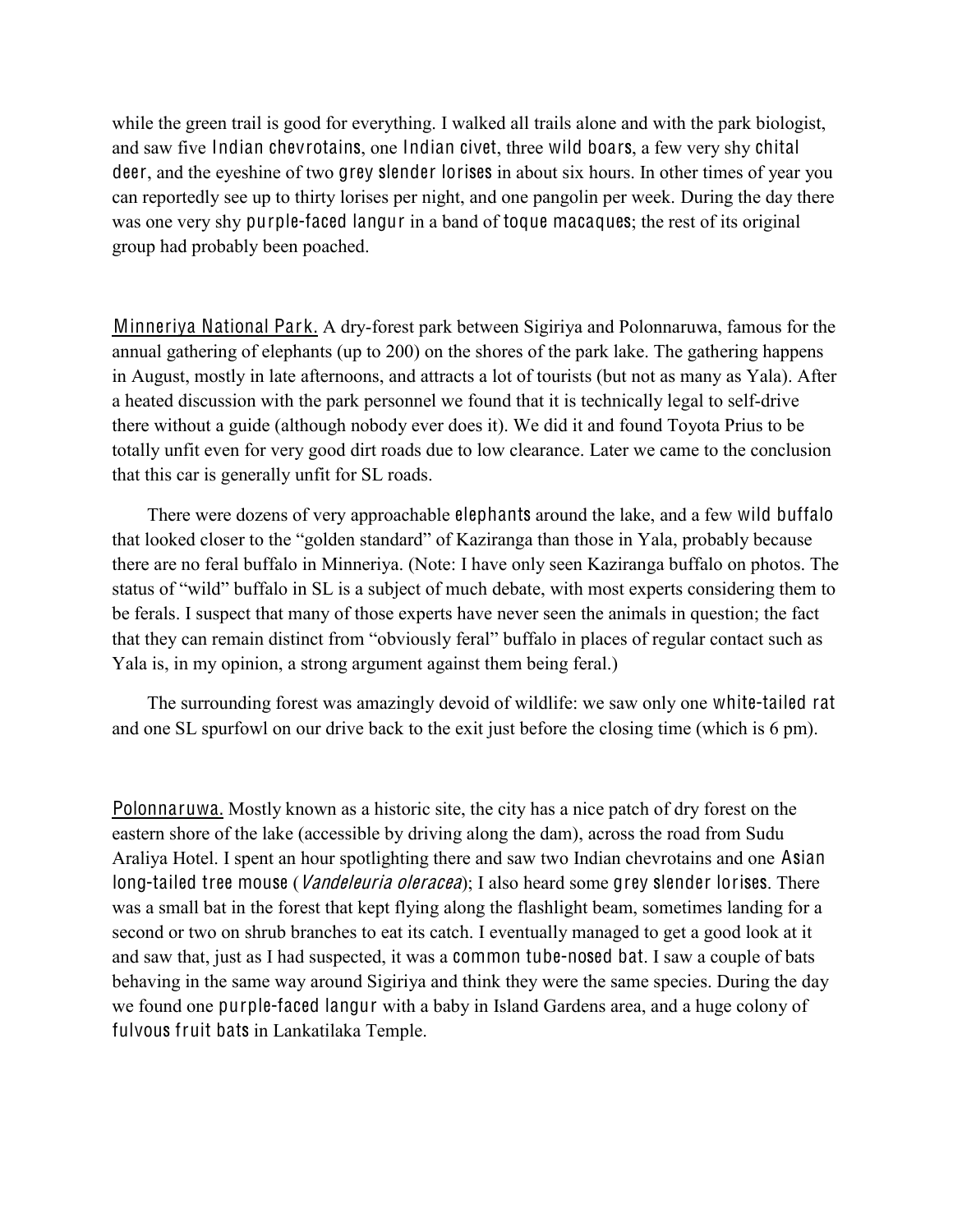while the green trail is good for everything. I walked all trails alone and with the park biologist, and saw five **Indian chevrotains**, one **Indian civet**, three **wild boars**, a few very shy **chital deer**, and the eyeshine of two **grey slender lorises** in about six hours. In other times of year you can reportedly see up to thirty lorises per night, and one pangolin per week. During the day there was one very shy **purple-faced langur** in a band of **toque macaques**; the rest of its original group had probably been poached.

<u>Minneriya National Park.</u> A dry-forest park between Sigiriya and Polonnaruwa, famous for the annual gathering of elephants (up to 200) on the shores of the park lake. The gathering happens in August, mostly in late afternoons, and attracts a lot of tourists (but not as many as Yala). After a heated discussion with the park personnel we found that it is technically legal to self-drive there without a guide (although nobody ever does it). We did it and found Toyota Prius to be totally unfit even for very good dirt roads due to low clearance. Later we came to the conclusion that this car is generally unfit for SL roads.

There were dozens of very approachable **elephants** around the lake, and a few **wild buffalo** that looked closer to the "golden standard" of Kaziranga than those in Yala, probably because there are no feral buffalo in Minneriya. (Note: I have only seen Kaziranga buffalo on photos. The status of "wild" buffalo in SL is a subject of much debate, with most experts considering them to be ferals. I suspect that many of those experts have never seen the animals in question; the fact that they can remain distinct from "obviously feral" buffalo in places of regular contact such as Yala is, in my opinion, a strong argument against them being feral.)

The surrounding forest was amazingly devoid of wildlife: we saw only one **white-tailed rat** and one SL spurfowl on our drive back to the exit just before the closing time (which is 6 pm).

<u>Polonnaruwa.</u> Mostly known as a historic site, the city has a nice patch of dry forest on the eastern shore of the lake (accessible by driving along the dam), across the road from Sudu Araliya Hotel. I spent an hour spotlighting there and saw two Indian chevrotains and one **Asian long-tailed tree mouse** (*Vandeleuria oleracea*); I also heard some **grey slender lorises**. There was a small bat in the forest that kept flying along the flashlight beam, sometimes landing for a second or two on shrub branches to eat its catch. I eventually managed to get a good look at it and saw that, just as I had suspected, it was a **common tube-nosed bat**. I saw a couple of bats behaving in the same way around Sigiriya and think they were the same species. During the day we found one **purple-faced langur** with a baby in Island Gardens area, and a huge colony of **fulvous fruit bats** in Lankatilaka Temple.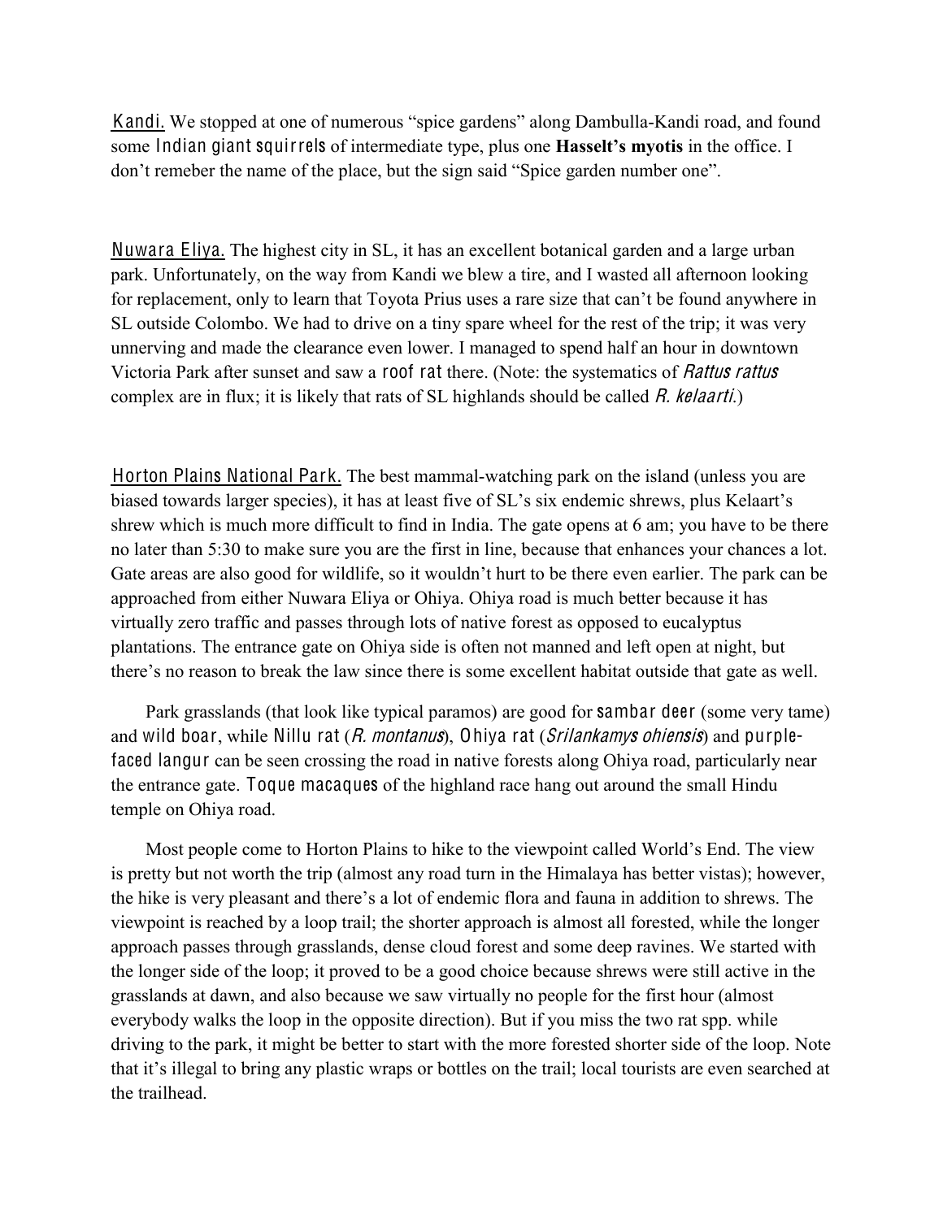Kandi. We stopped at one of numerous "spice gardens" along Dambulla-Kandi road, and found some Indian giant squirrels of intermediate type, plus one **Hasselt's myotis** in the office. I don't remeber the name of the place, but the sign said "Spice garden number one".

Nuwara Eliya. The highest city in SL, it has an excellent botanical garden and a large urban park. Unfortunately, on the way from Kandi we blew a tire, and I wasted all afternoon looking for replacement, only to learn that Toyota Prius uses a rare size that can't be found anywhere in SL outside Colombo. We had to drive on a tiny spare wheel for the rest of the trip; it was very unnerving and made the clearance even lower. I managed to spend half an hour in downtown Victoria Park after sunset and saw a roof rat there. (Note: the systematics of *Rattus rattus* complex are in flux; it is likely that rats of SL highlands should be called *R. kelaarti*.)

Horton Plains National Park. The best mammal-watching park on the island (unless you are biased towards larger species), it has at least five of SL's six endemic shrews, plus Kelaart's shrew which is much more difficult to find in India. The gate opens at 6 am; you have to be there no later than 5:30 to make sure you are the first in line, because that enhances your chances a lot. Gate areas are also good for wildlife, so it wouldn't hurt to be there even earlier. The park can be approached from either Nuwara Eliya or Ohiya. Ohiya road is much better because it has virtually zero traffic and passes through lots of native forest as opposed to eucalyptus plantations. The entrance gate on Ohiya side is often not manned and left open at night, but there's no reason to break the law since there is some excellent habitat outside that gate as well.

Park grasslands (that look like typical paramos) are good for sambar deer (some very tame) and wild boar, while Nillu rat (*R. montanus*), Ohiya rat (*Srilankamys ohiensis*) and purple-faced langur can be seen crossing the road in native forests along Ohiya road, particularly near the entrance gate. Toque macaques of the highland race hang out around the small Hindu temple on Ohiya road.

Most people come to Horton Plains to hike to the viewpoint called World's End. The view is pretty but not worth the trip (almost any road turn in the Himalaya has better vistas); however, the hike is very pleasant and there's a lot of endemic flora and fauna in addition to shrews. The viewpoint is reached by a loop trail; the shorter approach is almost all forested, while the longer approach passes through grasslands, dense cloud forest and some deep ravines. We started with the longer side of the loop; it proved to be a good choice because shrews were still active in the grasslands at dawn, and also because we saw virtually no people for the first hour (almost everybody walks the loop in the opposite direction). But if you miss the two rat spp. while driving to the park, it might be better to start with the more forested shorter side of the loop. Note that it's illegal to bring any plastic wraps or bottles on the trail; local tourists are even searched at the trailhead.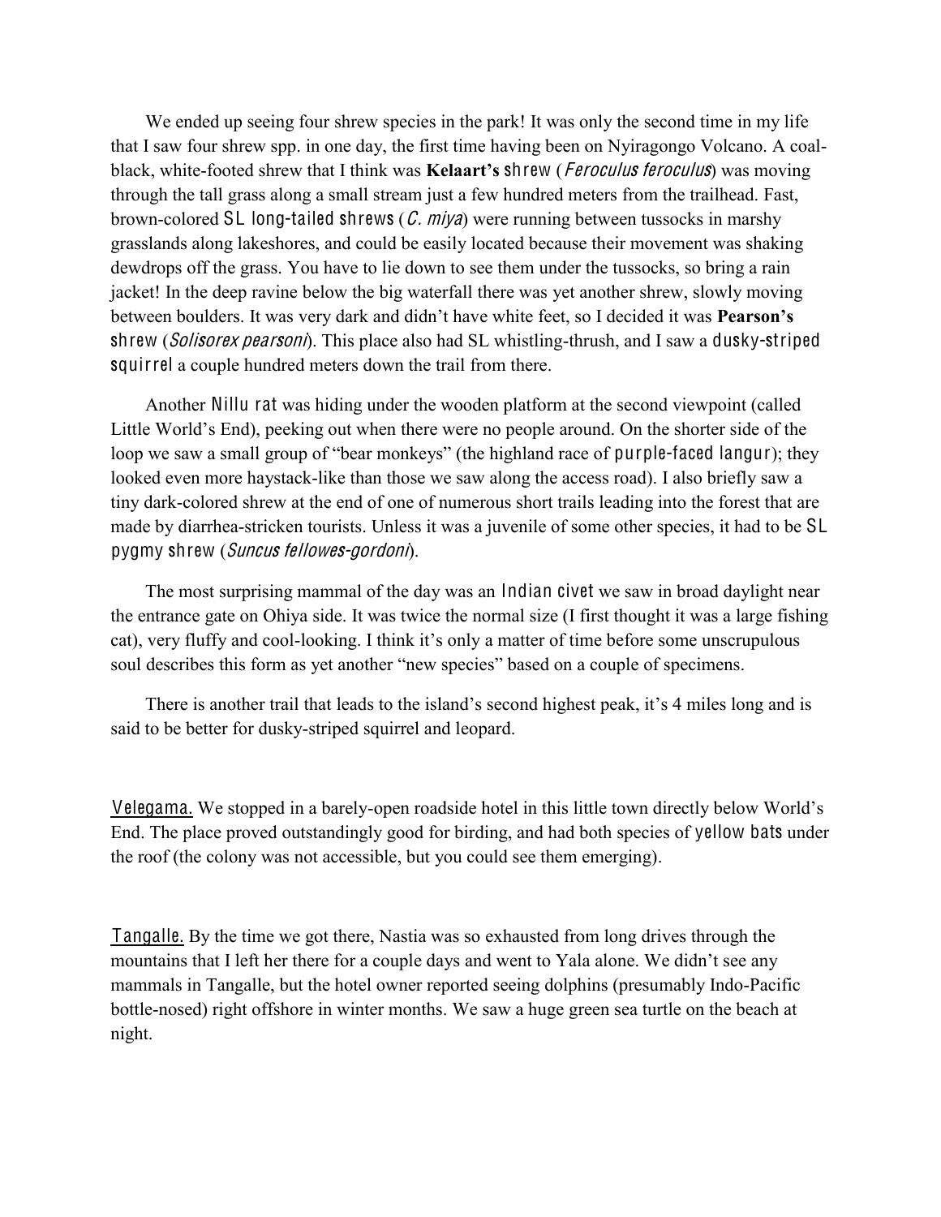We ended up seeing four shrew species in the park! It was only the second time in my life that I saw four shrew spp. in one day, the first time having been on Nyiragongo Volcano. A coal-black, white-footed shrew that I think was **Kelaart's** shrew (*Feroculus feroculus*) was moving through the tall grass along a small stream just a few hundred meters from the trailhead. Fast, brown-colored SL long-tailed shrews (*C. miya*) were running between tussocks in marshy grasslands along lakeshores, and could be easily located because their movement was shaking dewdrops off the grass. You have to lie down to see them under the tussocks, so bring a rain jacket! In the deep ravine below the big waterfall there was yet another shrew, slowly moving between boulders. It was very dark and didn't have white feet, so I decided it was **Pearson's** shrew (*Solisorex pearsoni*). This place also had SL whistling-thrush, and I saw a dusky-striped squirrel a couple hundred meters down the trail from there.

Another Nillu rat was hiding under the wooden platform at the second viewpoint (called Little World's End), peeking out when there were no people around. On the shorter side of the loop we saw a small group of "bear monkeys" (the highland race of purple-faced langur); they looked even more haystack-like than those we saw along the access road). I also briefly saw a tiny dark-colored shrew at the end of one of numerous short trails leading into the forest that are made by diarrhea-stricken tourists. Unless it was a juvenile of some other species, it had to be SL pygmy shrew (*Suncus fellowes-gordoni*).

The most surprising mammal of the day was an Indian civet we saw in broad daylight near the entrance gate on Ohiya side. It was twice the normal size (I first thought it was a large fishing cat), very fluffy and cool-looking. I think it's only a matter of time before some unscrupulous soul describes this form as yet another "new species" based on a couple of specimens.

There is another trail that leads to the island's second highest peak, it's 4 miles long and is said to be better for dusky-striped squirrel and leopard.

<u>Velegama.</u> We stopped in a barely-open roadside hotel in this little town directly below World's End. The place proved outstandingly good for birding, and had both species of yellow bats under the roof (the colony was not accessible, but you could see them emerging).

<u>Tangalle.</u> By the time we got there, Nastia was so exhausted from long drives through the mountains that I left her there for a couple days and went to Yala alone. We didn't see any mammals in Tangalle, but the hotel owner reported seeing dolphins (presumably Indo-Pacific bottle-nosed) right offshore in winter months. We saw a huge green sea turtle on the beach at night.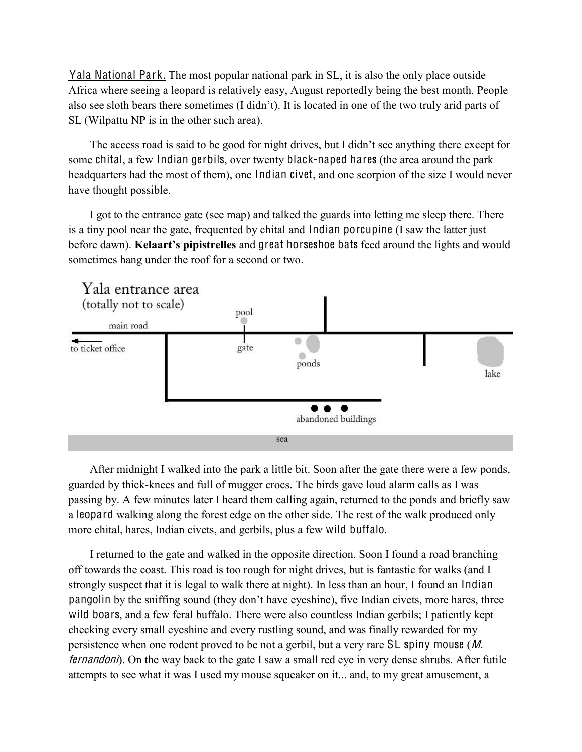Yala National Park. The most popular national park in SL, it is also the only place outside Africa where seeing a leopard is relatively easy, August reportedly being the best month. People also see sloth bears there sometimes (I didn't). It is located in one of the two truly arid parts of SL (Wilpattu NP is in the other such area).

The access road is said to be good for night drives, but I didn't see anything there except for some chital, a few Indian gerbils, over twenty black-naped hares (the area around the park headquarters had the most of them), one Indian civet, and one scorpion of the size I would never have thought possible.

I got to the entrance gate (see map) and talked the guards into letting me sleep there. There is a tiny pool near the gate, frequented by chital and Indian porcupine (I saw the latter just before dawn). **Kelaart's pipistrelles** and great horseshoe bats feed around the lights and would sometimes hang under the roof for a second or two.

Yala entrance area
(totally not to scale)

pool — main road — to ticket office — gate — ponds — lake — abandoned buildings — sea

After midnight I walked into the park a little bit. Soon after the gate there were a few ponds, guarded by thick-knees and full of mugger crocs. The birds gave loud alarm calls as I was passing by. A few minutes later I heard them calling again, returned to the ponds and briefly saw a leopard walking along the forest edge on the other side. The rest of the walk produced only more chital, hares, Indian civets, and gerbils, plus a few wild buffalo.

I returned to the gate and walked in the opposite direction. Soon I found a road branching off towards the coast. This road is too rough for night drives, but is fantastic for walks (and I strongly suspect that it is legal to walk there at night). In less than an hour, I found an Indian pangolin by the sniffing sound (they don't have eyeshine), five Indian civets, more hares, three wild boars, and a few feral buffalo. There were also countless Indian gerbils; I patiently kept checking every small eyeshine and every rustling sound, and was finally rewarded for my persistence when one rodent proved to be not a gerbil, but a very rare SL spiny mouse (*M. fernandoni*). On the way back to the gate I saw a small red eye in very dense shrubs. After futile attempts to see what it was I used my mouse squeaker on it... and, to my great amusement, a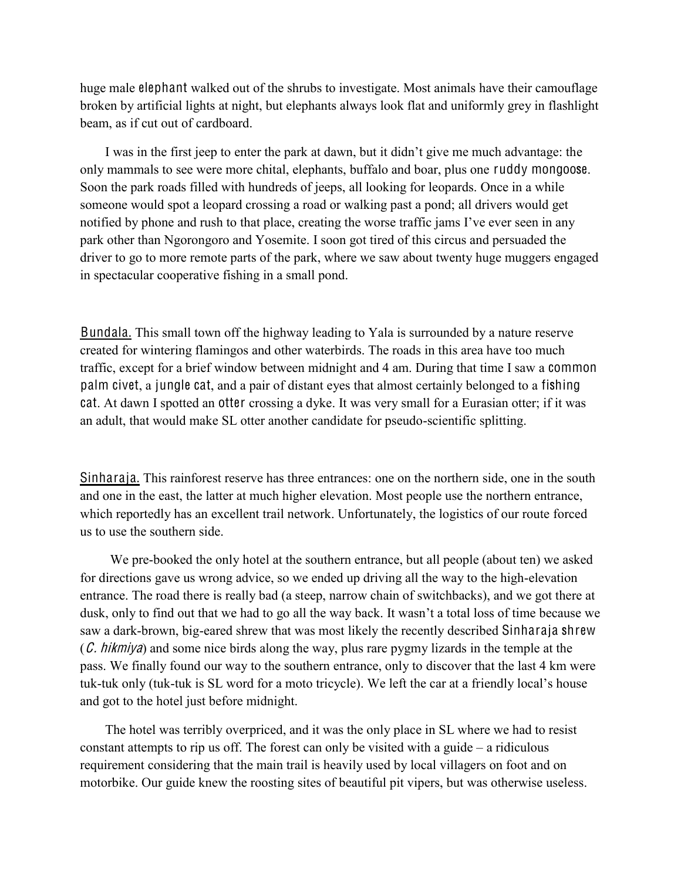huge male **elephant** walked out of the shrubs to investigate. Most animals have their camouflage broken by artificial lights at night, but elephants always look flat and uniformly grey in flashlight beam, as if cut out of cardboard.

I was in the first jeep to enter the park at dawn, but it didn't give me much advantage: the only mammals to see were more chital, elephants, buffalo and boar, plus one **ruddy mongoose**. Soon the park roads filled with hundreds of jeeps, all looking for leopards. Once in a while someone would spot a leopard crossing a road or walking past a pond; all drivers would get notified by phone and rush to that place, creating the worse traffic jams I've ever seen in any park other than Ngorongoro and Yosemite. I soon got tired of this circus and persuaded the driver to go to more remote parts of the park, where we saw about twenty huge muggers engaged in spectacular cooperative fishing in a small pond.

Bundala. This small town off the highway leading to Yala is surrounded by a nature reserve created for wintering flamingos and other waterbirds. The roads in this area have too much traffic, except for a brief window between midnight and 4 am. During that time I saw a **common palm civet**, a **jungle cat**, and a pair of distant eyes that almost certainly belonged to a **fishing cat**. At dawn I spotted an **otter** crossing a dyke. It was very small for a Eurasian otter; if it was an adult, that would make SL otter another candidate for pseudo-scientific splitting.

Sinharaja. This rainforest reserve has three entrances: one on the northern side, one in the south and one in the east, the latter at much higher elevation. Most people use the northern entrance, which reportedly has an excellent trail network. Unfortunately, the logistics of our route forced us to use the southern side.

We pre-booked the only hotel at the southern entrance, but all people (about ten) we asked for directions gave us wrong advice, so we ended up driving all the way to the high-elevation entrance. The road there is really bad (a steep, narrow chain of switchbacks), and we got there at dusk, only to find out that we had to go all the way back. It wasn't a total loss of time because we saw a dark-brown, big-eared shrew that was most likely the recently described **Sinharaja shrew** (*C. hikmiya*) and some nice birds along the way, plus rare pygmy lizards in the temple at the pass. We finally found our way to the southern entrance, only to discover that the last 4 km were tuk-tuk only (tuk-tuk is SL word for a moto tricycle). We left the car at a friendly local's house and got to the hotel just before midnight.

The hotel was terribly overpriced, and it was the only place in SL where we had to resist constant attempts to rip us off. The forest can only be visited with a guide – a ridiculous requirement considering that the main trail is heavily used by local villagers on foot and on motorbike. Our guide knew the roosting sites of beautiful pit vipers, but was otherwise useless.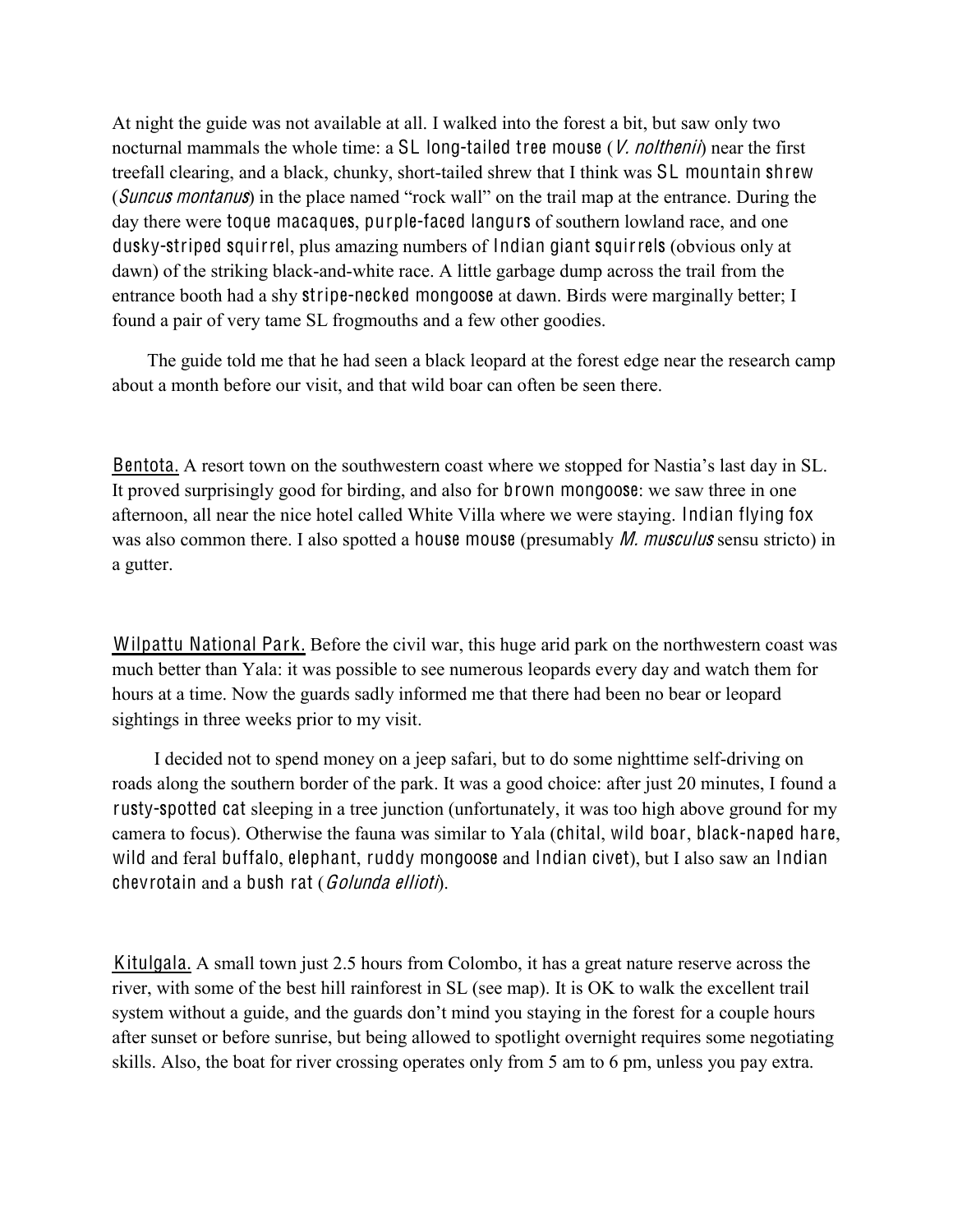At night the guide was not available at all. I walked into the forest a bit, but saw only two nocturnal mammals the whole time: a SL long-tailed tree mouse (*V. nolthenii*) near the first treefall clearing, and a black, chunky, short-tailed shrew that I think was SL mountain shrew (*Suncus montanus*) in the place named "rock wall" on the trail map at the entrance. During the day there were toque macaques, purple-faced langurs of southern lowland race, and one dusky-striped squirrel, plus amazing numbers of Indian giant squirrels (obvious only at dawn) of the striking black-and-white race. A little garbage dump across the trail from the entrance booth had a shy stripe-necked mongoose at dawn. Birds were marginally better; I found a pair of very tame SL frogmouths and a few other goodies.

The guide told me that he had seen a black leopard at the forest edge near the research camp about a month before our visit, and that wild boar can often be seen there.

Bentota. A resort town on the southwestern coast where we stopped for Nastia's last day in SL. It proved surprisingly good for birding, and also for brown mongoose: we saw three in one afternoon, all near the nice hotel called White Villa where we were staying. Indian flying fox was also common there. I also spotted a house mouse (presumably *M. musculus* sensu stricto) in a gutter.

Wilpattu National Park. Before the civil war, this huge arid park on the northwestern coast was much better than Yala: it was possible to see numerous leopards every day and watch them for hours at a time. Now the guards sadly informed me that there had been no bear or leopard sightings in three weeks prior to my visit.

I decided not to spend money on a jeep safari, but to do some nighttime self-driving on roads along the southern border of the park. It was a good choice: after just 20 minutes, I found a rusty-spotted cat sleeping in a tree junction (unfortunately, it was too high above ground for my camera to focus). Otherwise the fauna was similar to Yala (chital, wild boar, black-naped hare, wild and feral buffalo, elephant, ruddy mongoose and Indian civet), but I also saw an Indian chevrotain and a bush rat (*Golunda ellioti*).

Kitulgala. A small town just 2.5 hours from Colombo, it has a great nature reserve across the river, with some of the best hill rainforest in SL (see map). It is OK to walk the excellent trail system without a guide, and the guards don't mind you staying in the forest for a couple hours after sunset or before sunrise, but being allowed to spotlight overnight requires some negotiating skills. Also, the boat for river crossing operates only from 5 am to 6 pm, unless you pay extra.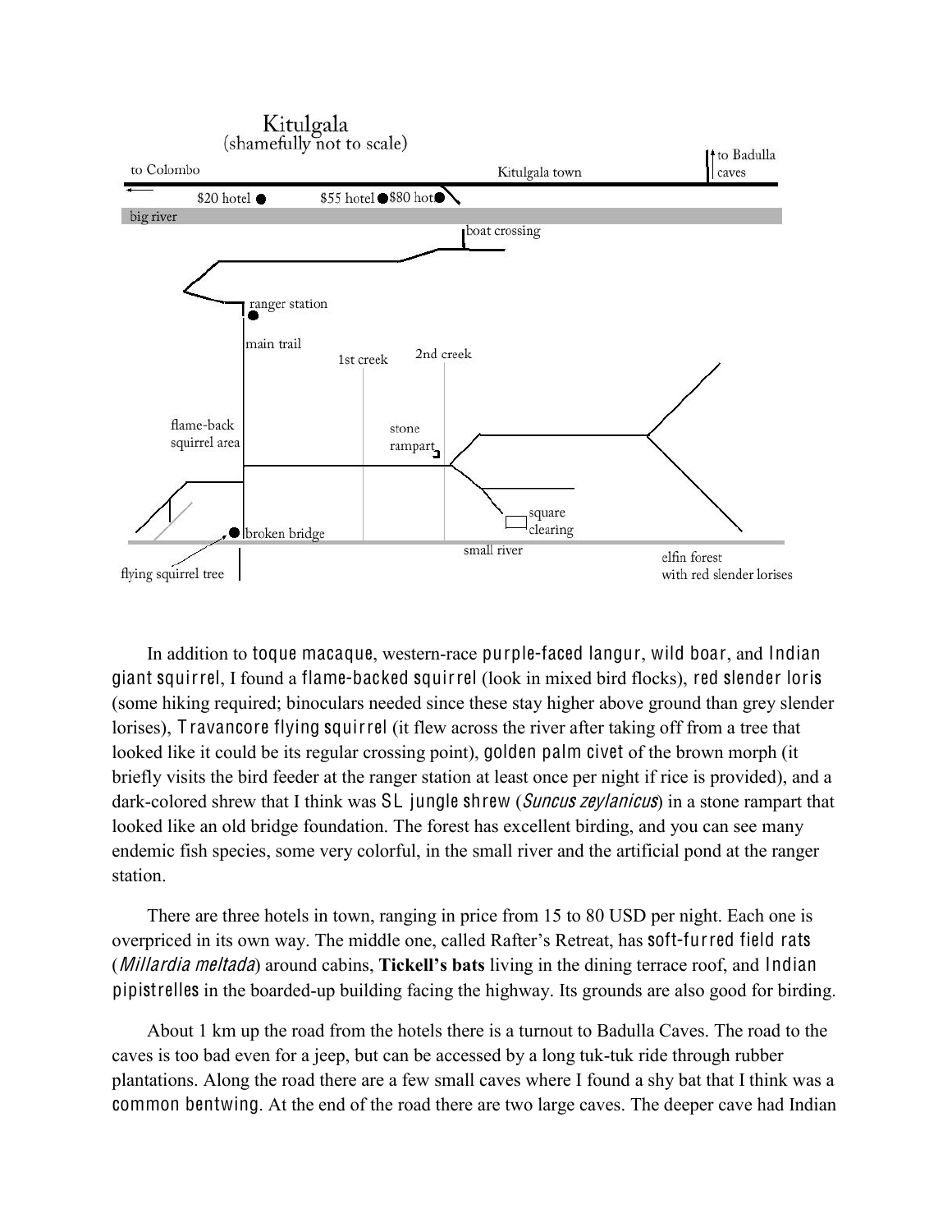Kitulgala
(shamefully not to scale)

In addition to toque macaque, western-race purple-faced langur, wild boar, and Indian giant squirrel, I found a flame-backed squirrel (look in mixed bird flocks), red slender loris (some hiking required; binoculars needed since these stay higher above ground than grey slender lorises), Travancore flying squirrel (it flew across the river after taking off from a tree that looked like it could be its regular crossing point), golden palm civet of the brown morph (it briefly visits the bird feeder at the ranger station at least once per night if rice is provided), and a dark-colored shrew that I think was SL jungle shrew (*Suncus zeylanicus*) in a stone rampart that looked like an old bridge foundation. The forest has excellent birding, and you can see many endemic fish species, some very colorful, in the small river and the artificial pond at the ranger station.

There are three hotels in town, ranging in price from 15 to 80 USD per night. Each one is overpriced in its own way. The middle one, called Rafter's Retreat, has soft-furred field rats (*Millardia meltada*) around cabins, **Tickell's bats** living in the dining terrace roof, and Indian pipistrelles in the boarded-up building facing the highway. Its grounds are also good for birding.

About 1 km up the road from the hotels there is a turnout to Badulla Caves. The road to the caves is too bad even for a jeep, but can be accessed by a long tuk-tuk ride through rubber plantations. Along the road there are a few small caves where I found a shy bat that I think was a common bentwing. At the end of the road there are two large caves. The deeper cave had Indian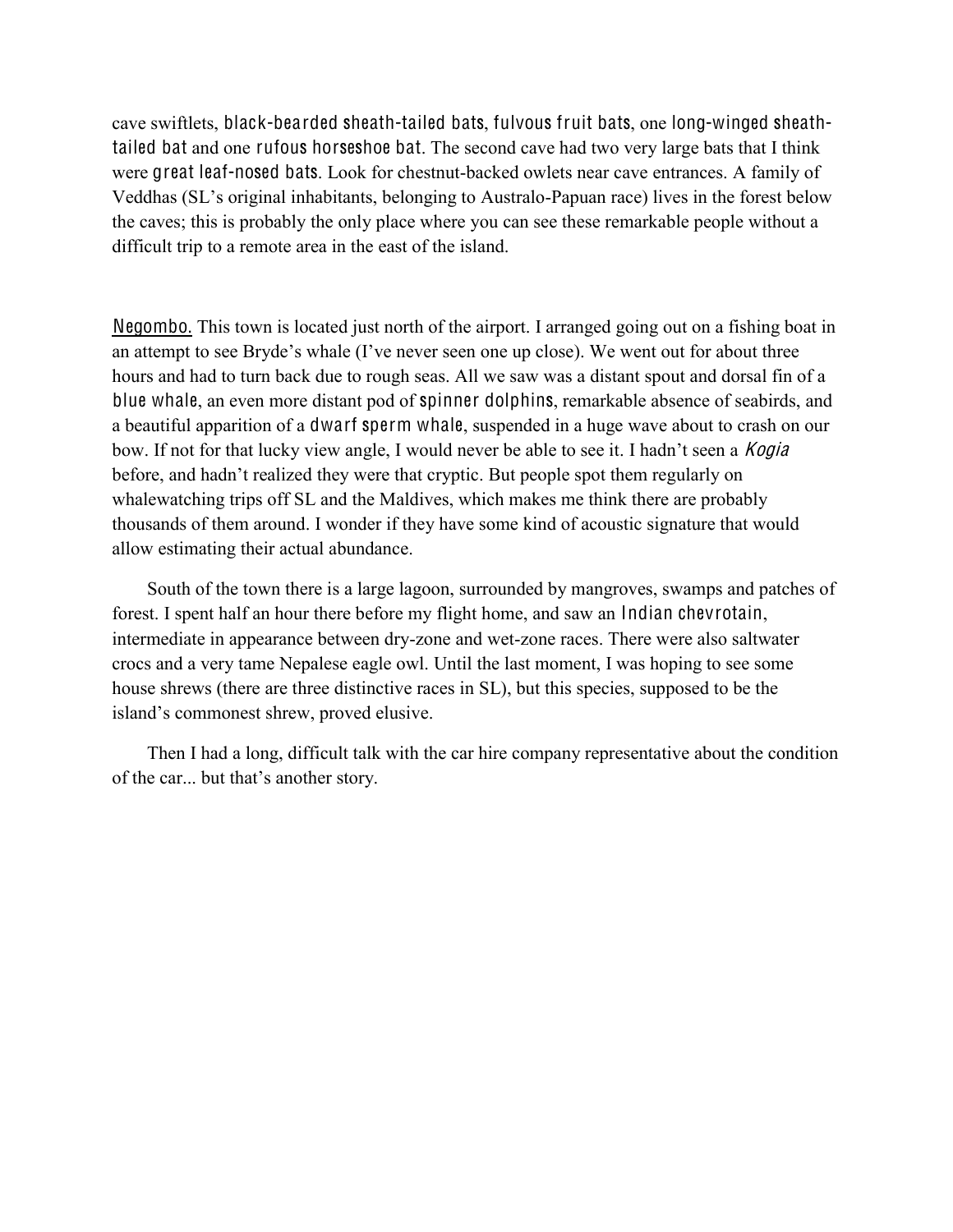cave swiftlets, black-bearded sheath-tailed bats, fulvous fruit bats, one long-winged sheath-tailed bat and one rufous horseshoe bat. The second cave had two very large bats that I think were great leaf-nosed bats. Look for chestnut-backed owlets near cave entrances. A family of Veddhas (SL's original inhabitants, belonging to Australo-Papuan race) lives in the forest below the caves; this is probably the only place where you can see these remarkable people without a difficult trip to a remote area in the east of the island.

Negombo. This town is located just north of the airport. I arranged going out on a fishing boat in an attempt to see Bryde's whale (I've never seen one up close). We went out for about three hours and had to turn back due to rough seas. All we saw was a distant spout and dorsal fin of a blue whale, an even more distant pod of spinner dolphins, remarkable absence of seabirds, and a beautiful apparition of a dwarf sperm whale, suspended in a huge wave about to crash on our bow. If not for that lucky view angle, I would never be able to see it. I hadn't seen a *Kogia* before, and hadn't realized they were that cryptic. But people spot them regularly on whalewatching trips off SL and the Maldives, which makes me think there are probably thousands of them around. I wonder if they have some kind of acoustic signature that would allow estimating their actual abundance.

South of the town there is a large lagoon, surrounded by mangroves, swamps and patches of forest. I spent half an hour there before my flight home, and saw an Indian chevrotain, intermediate in appearance between dry-zone and wet-zone races. There were also saltwater crocs and a very tame Nepalese eagle owl. Until the last moment, I was hoping to see some house shrews (there are three distinctive races in SL), but this species, supposed to be the island's commonest shrew, proved elusive.

Then I had a long, difficult talk with the car hire company representative about the condition of the car... but that's another story.